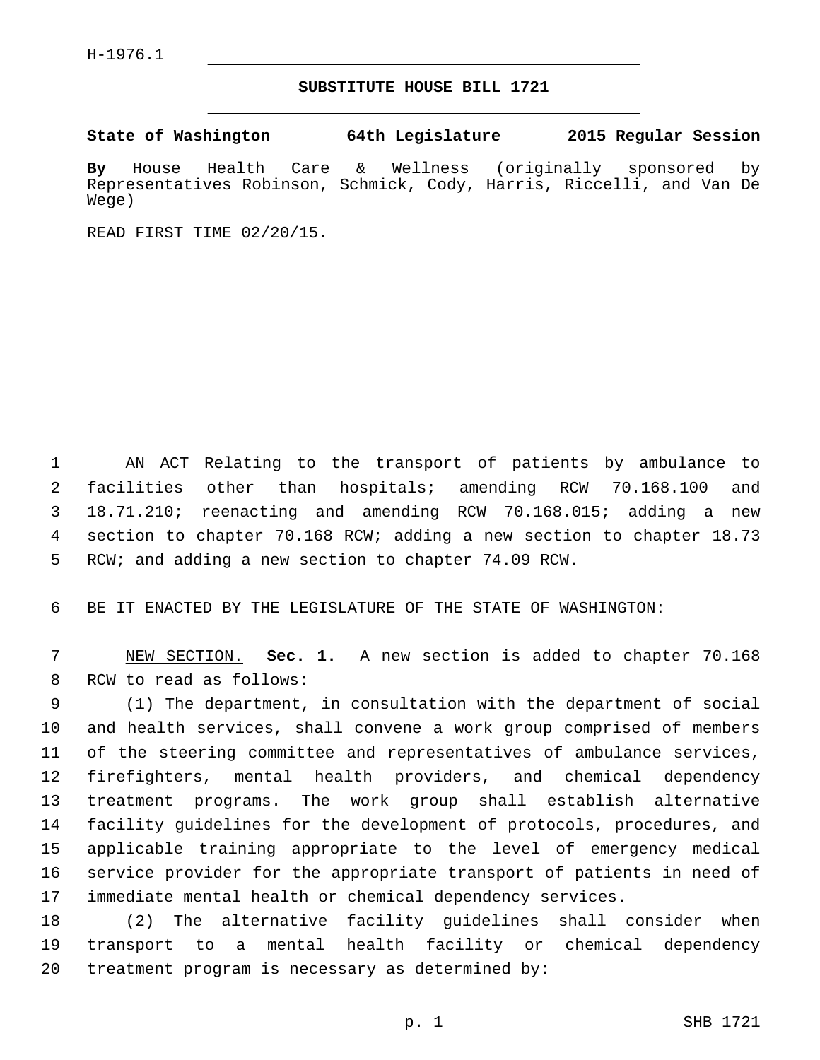H-1976.1

# SUBSTITUTE HOUSE BILL 1721

**State of Washington 64th Legislature 2015 Regular Session**

**By** House Health Care & Wellness (originally sponsored by Representatives Robinson, Schmick, Cody, Harris, Riccelli, and Van De Wege)

READ FIRST TIME 02/20/15.

AN ACT Relating to the transport of patients by ambulance to facilities other than hospitals; amending RCW 70.168.100 and 18.71.210; reenacting and amending RCW 70.168.015; adding a new section to chapter 70.168 RCW; adding a new section to chapter 18.73 RCW; and adding a new section to chapter 74.09 RCW.

BE IT ENACTED BY THE LEGISLATURE OF THE STATE OF WASHINGTON:

NEW SECTION. **Sec. 1.** A new section is added to chapter 70.168 RCW to read as follows:

(1) The department, in consultation with the department of social and health services, shall convene a work group comprised of members of the steering committee and representatives of ambulance services, firefighters, mental health providers, and chemical dependency treatment programs. The work group shall establish alternative facility guidelines for the development of protocols, procedures, and applicable training appropriate to the level of emergency medical service provider for the appropriate transport of patients in need of immediate mental health or chemical dependency services.

(2) The alternative facility guidelines shall consider when transport to a mental health facility or chemical dependency treatment program is necessary as determined by: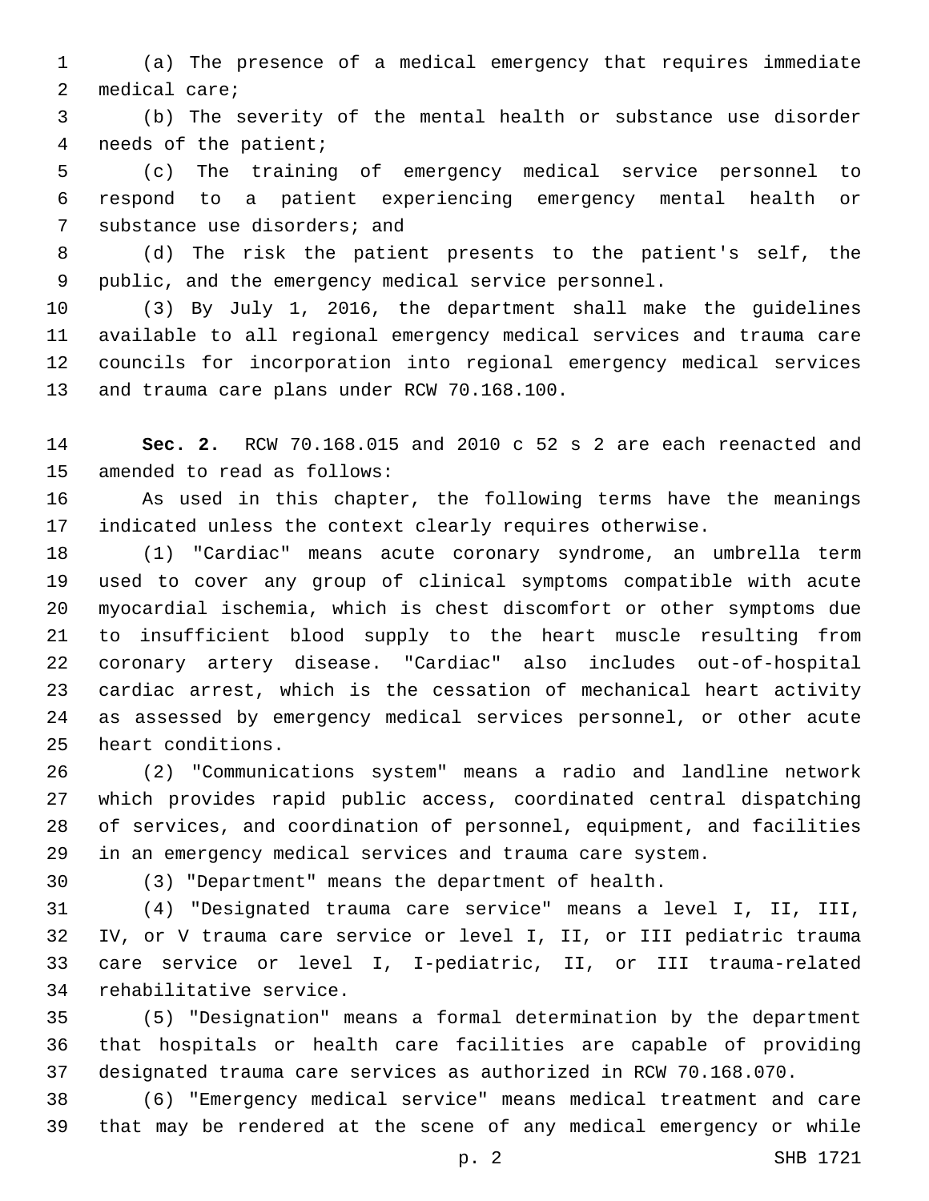(a) The presence of a medical emergency that requires immediate medical care;

(b) The severity of the mental health or substance use disorder needs of the patient;

(c) The training of emergency medical service personnel to respond to a patient experiencing emergency mental health or substance use disorders; and

(d) The risk the patient presents to the patient's self, the public, and the emergency medical service personnel.

(3) By July 1, 2016, the department shall make the guidelines available to all regional emergency medical services and trauma care councils for incorporation into regional emergency medical services and trauma care plans under RCW 70.168.100.

**Sec. 2.** RCW 70.168.015 and 2010 c 52 s 2 are each reenacted and amended to read as follows:

As used in this chapter, the following terms have the meanings indicated unless the context clearly requires otherwise.

(1) "Cardiac" means acute coronary syndrome, an umbrella term used to cover any group of clinical symptoms compatible with acute myocardial ischemia, which is chest discomfort or other symptoms due to insufficient blood supply to the heart muscle resulting from coronary artery disease. "Cardiac" also includes out-of-hospital cardiac arrest, which is the cessation of mechanical heart activity as assessed by emergency medical services personnel, or other acute heart conditions.

(2) "Communications system" means a radio and landline network which provides rapid public access, coordinated central dispatching of services, and coordination of personnel, equipment, and facilities in an emergency medical services and trauma care system.

(3) "Department" means the department of health.

(4) "Designated trauma care service" means a level I, II, III, IV, or V trauma care service or level I, II, or III pediatric trauma care service or level I, I-pediatric, II, or III trauma-related rehabilitative service.

(5) "Designation" means a formal determination by the department that hospitals or health care facilities are capable of providing designated trauma care services as authorized in RCW 70.168.070.

(6) "Emergency medical service" means medical treatment and care that may be rendered at the scene of any medical emergency or while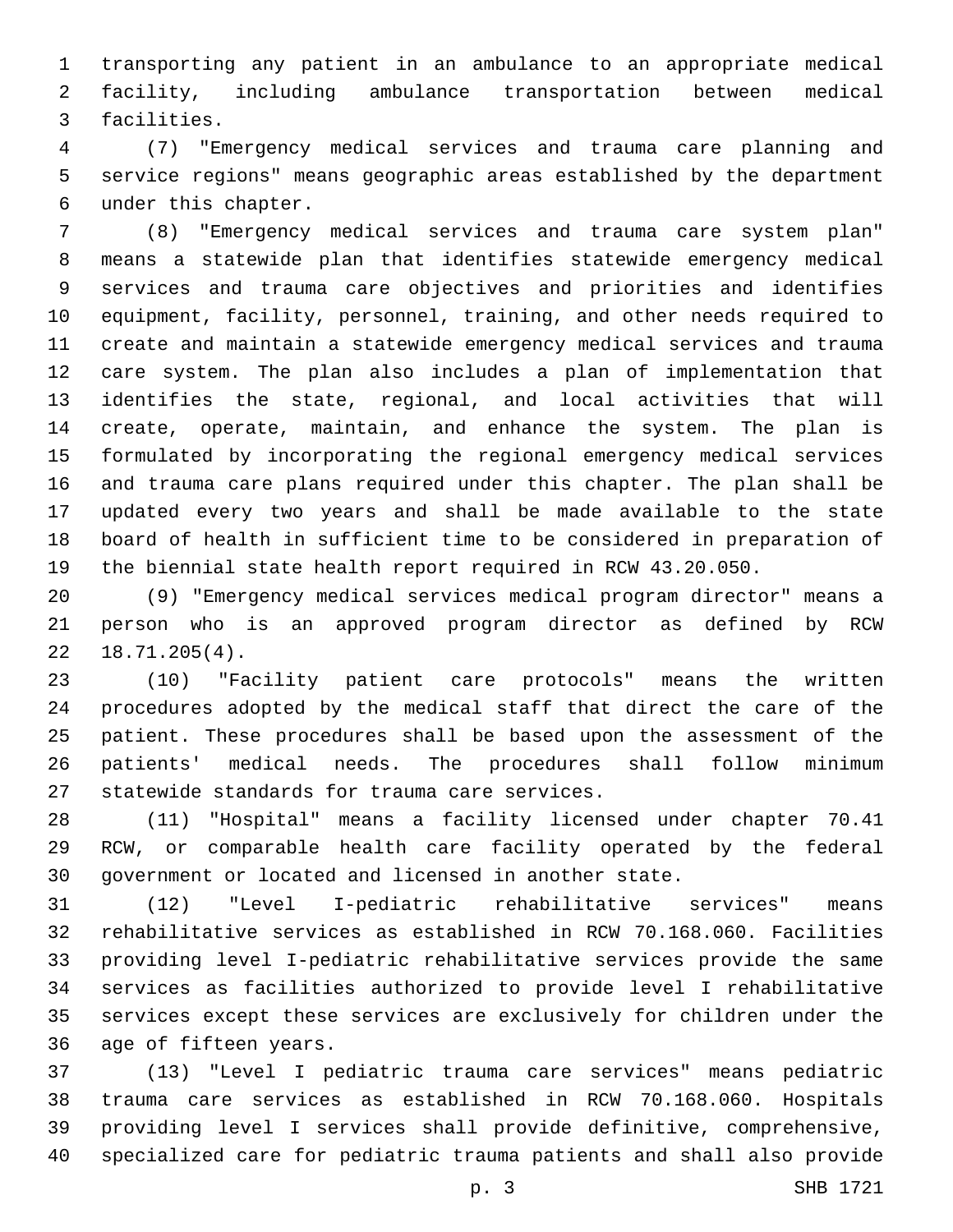transporting any patient in an ambulance to an appropriate medical facility, including ambulance transportation between medical facilities.

(7) "Emergency medical services and trauma care planning and service regions" means geographic areas established by the department under this chapter.

(8) "Emergency medical services and trauma care system plan" means a statewide plan that identifies statewide emergency medical services and trauma care objectives and priorities and identifies equipment, facility, personnel, training, and other needs required to create and maintain a statewide emergency medical services and trauma care system. The plan also includes a plan of implementation that identifies the state, regional, and local activities that will create, operate, maintain, and enhance the system. The plan is formulated by incorporating the regional emergency medical services and trauma care plans required under this chapter. The plan shall be updated every two years and shall be made available to the state board of health in sufficient time to be considered in preparation of the biennial state health report required in RCW 43.20.050.

(9) "Emergency medical services medical program director" means a person who is an approved program director as defined by RCW 18.71.205(4).

(10) "Facility patient care protocols" means the written procedures adopted by the medical staff that direct the care of the patient. These procedures shall be based upon the assessment of the patients' medical needs. The procedures shall follow minimum statewide standards for trauma care services.

(11) "Hospital" means a facility licensed under chapter 70.41 RCW, or comparable health care facility operated by the federal government or located and licensed in another state.

(12) "Level I-pediatric rehabilitative services" means rehabilitative services as established in RCW 70.168.060. Facilities providing level I-pediatric rehabilitative services provide the same services as facilities authorized to provide level I rehabilitative services except these services are exclusively for children under the age of fifteen years.

(13) "Level I pediatric trauma care services" means pediatric trauma care services as established in RCW 70.168.060. Hospitals providing level I services shall provide definitive, comprehensive, specialized care for pediatric trauma patients and shall also provide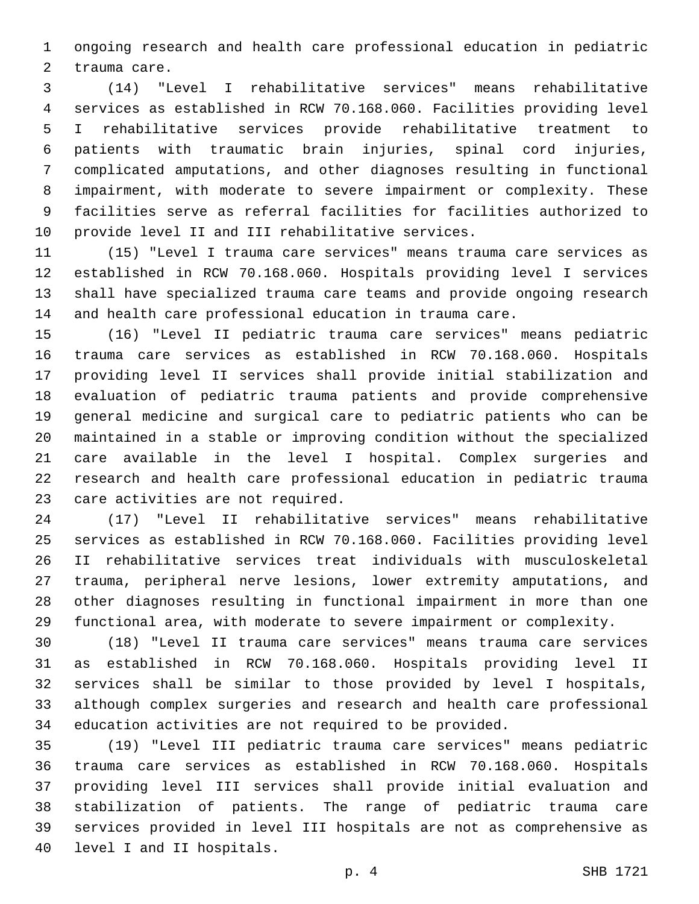ongoing research and health care professional education in pediatric trauma care.

(14) "Level I rehabilitative services" means rehabilitative services as established in RCW 70.168.060. Facilities providing level I rehabilitative services provide rehabilitative treatment to patients with traumatic brain injuries, spinal cord injuries, complicated amputations, and other diagnoses resulting in functional impairment, with moderate to severe impairment or complexity. These facilities serve as referral facilities for facilities authorized to provide level II and III rehabilitative services.

(15) "Level I trauma care services" means trauma care services as established in RCW 70.168.060. Hospitals providing level I services shall have specialized trauma care teams and provide ongoing research and health care professional education in trauma care.

(16) "Level II pediatric trauma care services" means pediatric trauma care services as established in RCW 70.168.060. Hospitals providing level II services shall provide initial stabilization and evaluation of pediatric trauma patients and provide comprehensive general medicine and surgical care to pediatric patients who can be maintained in a stable or improving condition without the specialized care available in the level I hospital. Complex surgeries and research and health care professional education in pediatric trauma care activities are not required.

(17) "Level II rehabilitative services" means rehabilitative services as established in RCW 70.168.060. Facilities providing level II rehabilitative services treat individuals with musculoskeletal trauma, peripheral nerve lesions, lower extremity amputations, and other diagnoses resulting in functional impairment in more than one functional area, with moderate to severe impairment or complexity.

(18) "Level II trauma care services" means trauma care services as established in RCW 70.168.060. Hospitals providing level II services shall be similar to those provided by level I hospitals, although complex surgeries and research and health care professional education activities are not required to be provided.

(19) "Level III pediatric trauma care services" means pediatric trauma care services as established in RCW 70.168.060. Hospitals providing level III services shall provide initial evaluation and stabilization of patients. The range of pediatric trauma care services provided in level III hospitals are not as comprehensive as level I and II hospitals.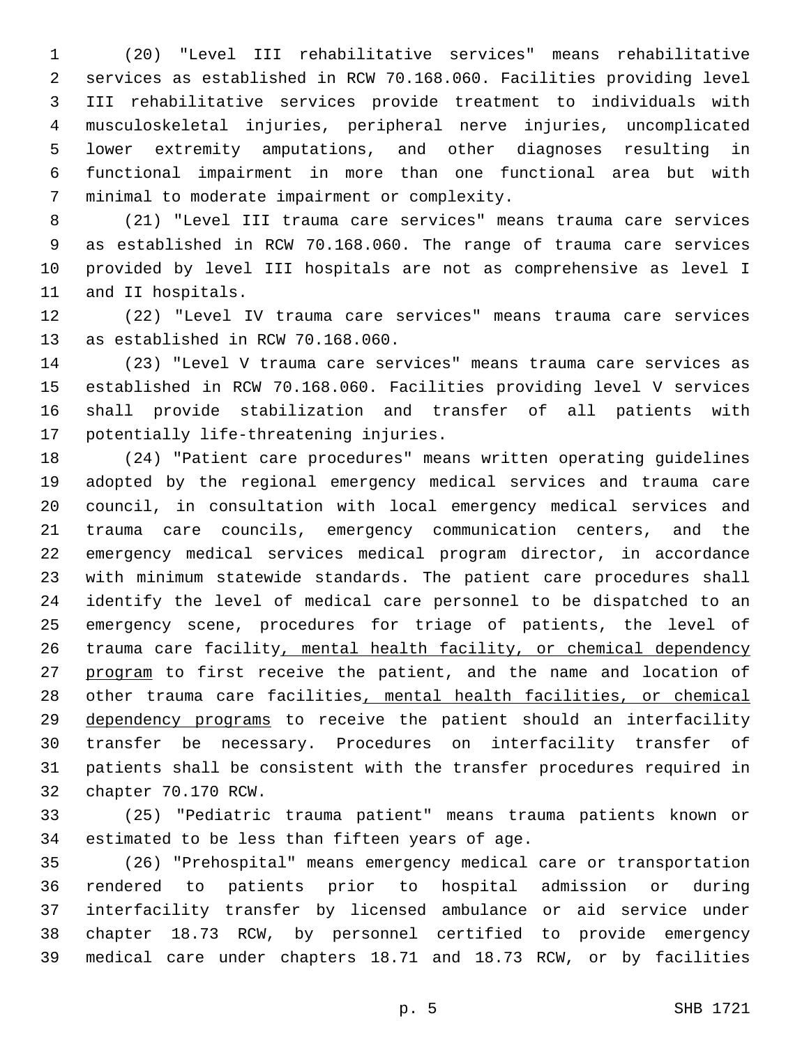(20) "Level III rehabilitative services" means rehabilitative services as established in RCW 70.168.060. Facilities providing level III rehabilitative services provide treatment to individuals with musculoskeletal injuries, peripheral nerve injuries, uncomplicated lower extremity amputations, and other diagnoses resulting in functional impairment in more than one functional area but with minimal to moderate impairment or complexity.

(21) "Level III trauma care services" means trauma care services as established in RCW 70.168.060. The range of trauma care services provided by level III hospitals are not as comprehensive as level I and II hospitals.

(22) "Level IV trauma care services" means trauma care services as established in RCW 70.168.060.

(23) "Level V trauma care services" means trauma care services as established in RCW 70.168.060. Facilities providing level V services shall provide stabilization and transfer of all patients with potentially life-threatening injuries.

(24) "Patient care procedures" means written operating guidelines adopted by the regional emergency medical services and trauma care council, in consultation with local emergency medical services and trauma care councils, emergency communication centers, and the emergency medical services medical program director, in accordance with minimum statewide standards. The patient care procedures shall identify the level of medical care personnel to be dispatched to an emergency scene, procedures for triage of patients, the level of trauma care facility<u>, mental health facility, or chemical dependency program</u> to first receive the patient, and the name and location of other trauma care facilities<u>, mental health facilities, or chemical dependency programs</u> to receive the patient should an interfacility transfer be necessary. Procedures on interfacility transfer of patients shall be consistent with the transfer procedures required in chapter 70.170 RCW.

(25) "Pediatric trauma patient" means trauma patients known or estimated to be less than fifteen years of age.

(26) "Prehospital" means emergency medical care or transportation rendered to patients prior to hospital admission or during interfacility transfer by licensed ambulance or aid service under chapter 18.73 RCW, by personnel certified to provide emergency medical care under chapters 18.71 and 18.73 RCW, or by facilities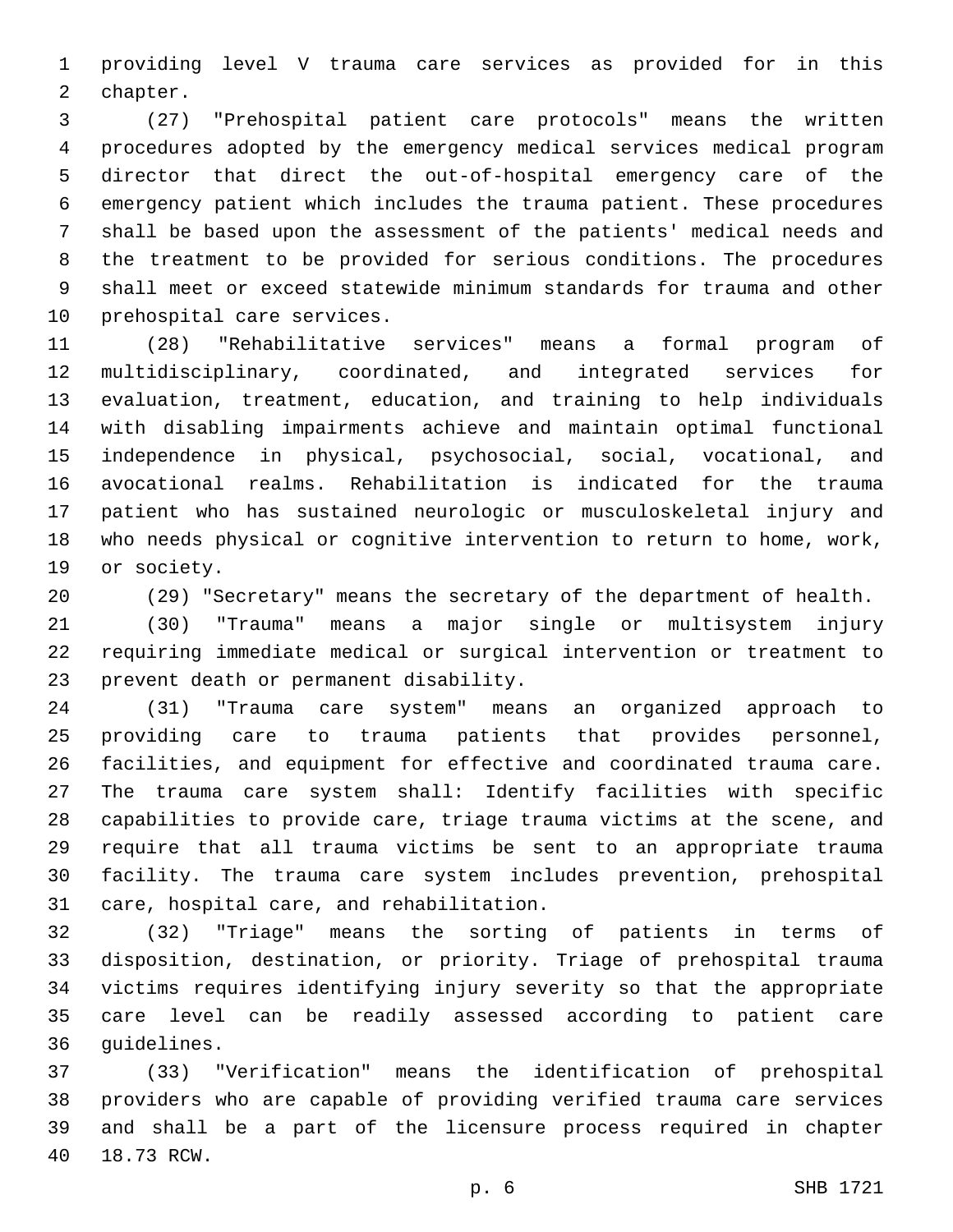providing level V trauma care services as provided for in this chapter.

(27) "Prehospital patient care protocols" means the written procedures adopted by the emergency medical services medical program director that direct the out-of-hospital emergency care of the emergency patient which includes the trauma patient. These procedures shall be based upon the assessment of the patients' medical needs and the treatment to be provided for serious conditions. The procedures shall meet or exceed statewide minimum standards for trauma and other prehospital care services.

(28) "Rehabilitative services" means a formal program of multidisciplinary, coordinated, and integrated services for evaluation, treatment, education, and training to help individuals with disabling impairments achieve and maintain optimal functional independence in physical, psychosocial, social, vocational, and avocational realms. Rehabilitation is indicated for the trauma patient who has sustained neurologic or musculoskeletal injury and who needs physical or cognitive intervention to return to home, work, or society.

(29) "Secretary" means the secretary of the department of health.

(30) "Trauma" means a major single or multisystem injury requiring immediate medical or surgical intervention or treatment to prevent death or permanent disability.

(31) "Trauma care system" means an organized approach to providing care to trauma patients that provides personnel, facilities, and equipment for effective and coordinated trauma care. The trauma care system shall: Identify facilities with specific capabilities to provide care, triage trauma victims at the scene, and require that all trauma victims be sent to an appropriate trauma facility. The trauma care system includes prevention, prehospital care, hospital care, and rehabilitation.

(32) "Triage" means the sorting of patients in terms of disposition, destination, or priority. Triage of prehospital trauma victims requires identifying injury severity so that the appropriate care level can be readily assessed according to patient care guidelines.

(33) "Verification" means the identification of prehospital providers who are capable of providing verified trauma care services and shall be a part of the licensure process required in chapter 18.73 RCW.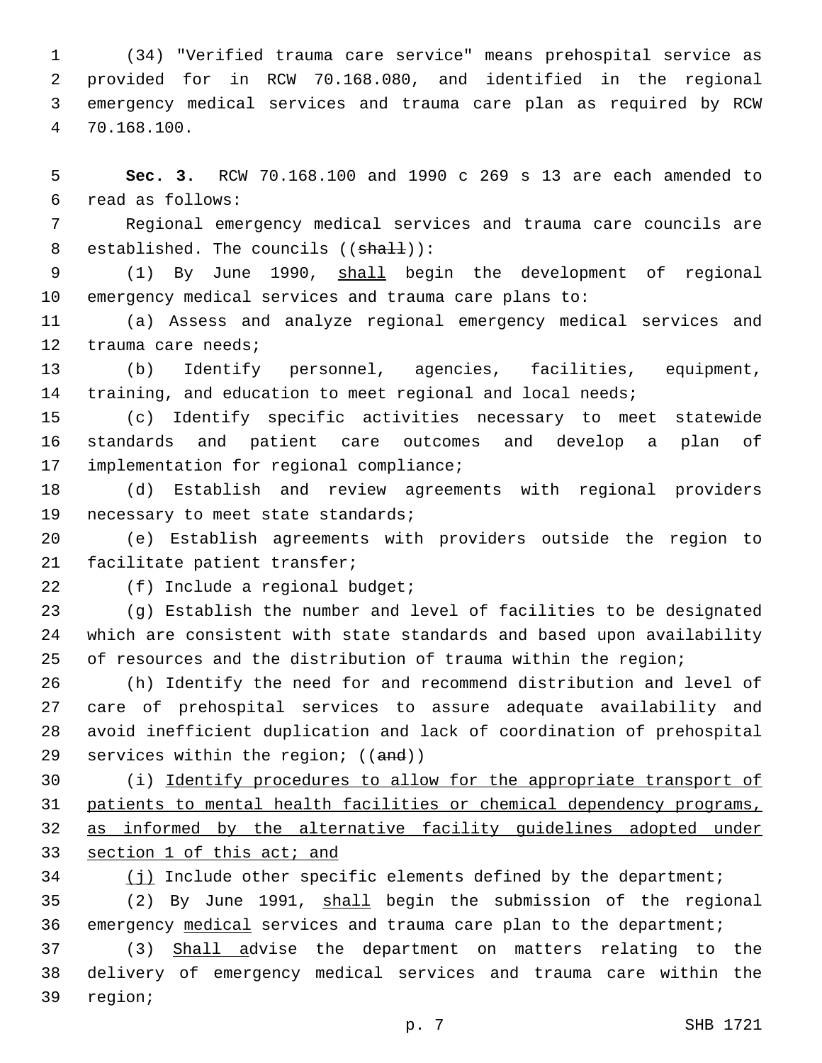(34) "Verified trauma care service" means prehospital service as provided for in RCW 70.168.080, and identified in the regional emergency medical services and trauma care plan as required by RCW 70.168.100.

**Sec. 3.** RCW 70.168.100 and 1990 c 269 s 13 are each amended to read as follows:

Regional emergency medical services and trauma care councils are established. The councils ((~~shall~~)):

(1) By June 1990, <u>shall</u> begin the development of regional emergency medical services and trauma care plans to:

(a) Assess and analyze regional emergency medical services and trauma care needs;

(b) Identify personnel, agencies, facilities, equipment, training, and education to meet regional and local needs;

(c) Identify specific activities necessary to meet statewide standards and patient care outcomes and develop a plan of implementation for regional compliance;

(d) Establish and review agreements with regional providers necessary to meet state standards;

(e) Establish agreements with providers outside the region to facilitate patient transfer;

(f) Include a regional budget;

(g) Establish the number and level of facilities to be designated which are consistent with state standards and based upon availability of resources and the distribution of trauma within the region;

(h) Identify the need for and recommend distribution and level of care of prehospital services to assure adequate availability and avoid inefficient duplication and lack of coordination of prehospital services within the region; ((~~and~~))

(i) <u>Identify procedures to allow for the appropriate transport of patients to mental health facilities or chemical dependency programs, as informed by the alternative facility guidelines adopted under section 1 of this act; and</u>

<u>(j)</u> Include other specific elements defined by the department;

(2) By June 1991, <u>shall</u> begin the submission of the regional emergency <u>medical</u> services and trauma care plan to the department;

(3) <u>Shall a</u>dvise the department on matters relating to the delivery of emergency medical services and trauma care within the region;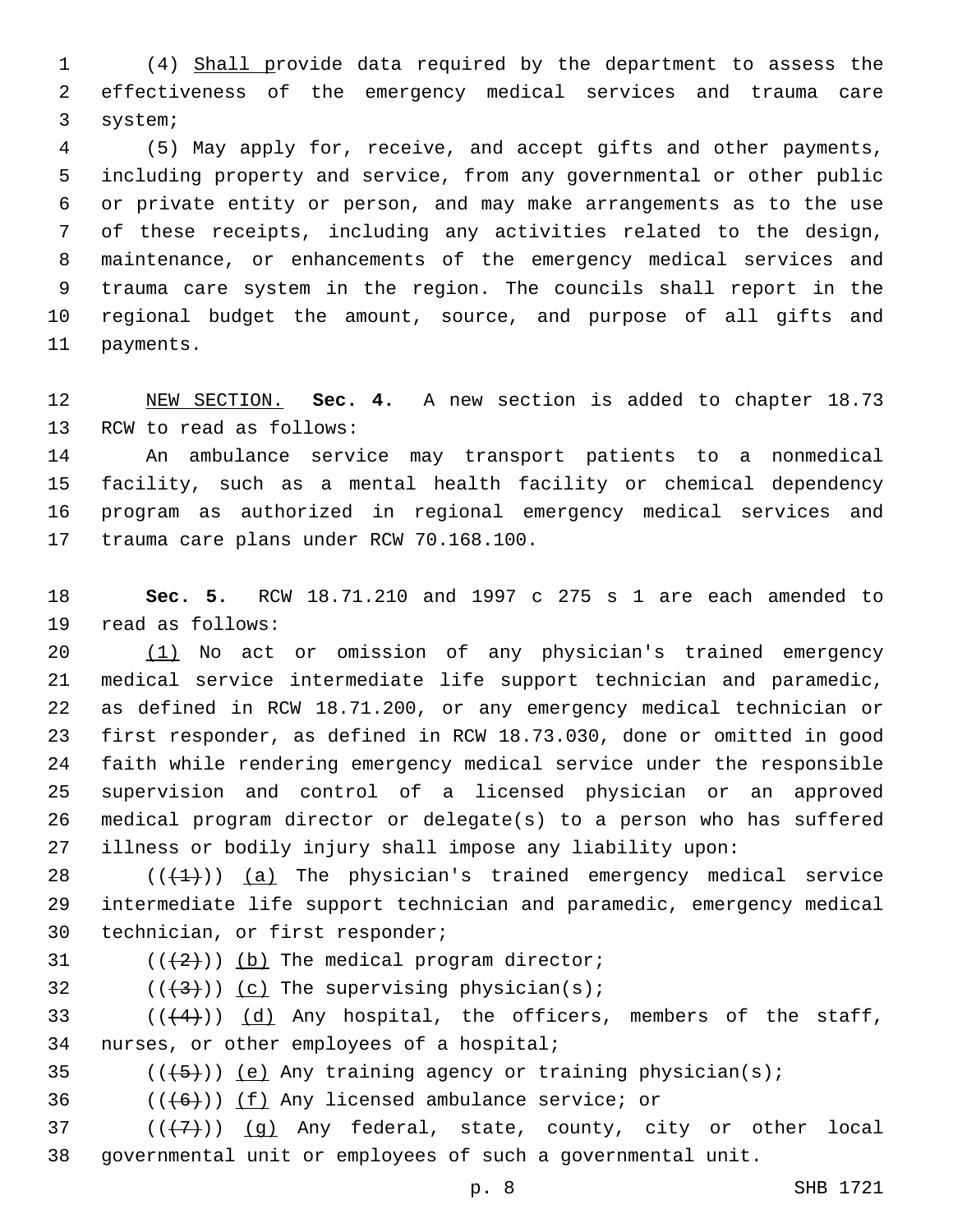(4) Shall provide data required by the department to assess the effectiveness of the emergency medical services and trauma care system;

(5) May apply for, receive, and accept gifts and other payments, including property and service, from any governmental or other public or private entity or person, and may make arrangements as to the use of these receipts, including any activities related to the design, maintenance, or enhancements of the emergency medical services and trauma care system in the region. The councils shall report in the regional budget the amount, source, and purpose of all gifts and payments.

NEW SECTION. **Sec. 4.** A new section is added to chapter 18.73 RCW to read as follows:

An ambulance service may transport patients to a nonmedical facility, such as a mental health facility or chemical dependency program as authorized in regional emergency medical services and trauma care plans under RCW 70.168.100.

**Sec. 5.** RCW 18.71.210 and 1997 c 275 s 1 are each amended to read as follows:

(1) No act or omission of any physician's trained emergency medical service intermediate life support technician and paramedic, as defined in RCW 18.71.200, or any emergency medical technician or first responder, as defined in RCW 18.73.030, done or omitted in good faith while rendering emergency medical service under the responsible supervision and control of a licensed physician or an approved medical program director or delegate(s) to a person who has suffered illness or bodily injury shall impose any liability upon:

(((1))) (a) The physician's trained emergency medical service intermediate life support technician and paramedic, emergency medical technician, or first responder;

(((2))) (b) The medical program director;

(((3))) (c) The supervising physician(s);

(((4))) (d) Any hospital, the officers, members of the staff, nurses, or other employees of a hospital;

(((5))) (e) Any training agency or training physician(s);

(((6))) (f) Any licensed ambulance service; or

(((7))) (g) Any federal, state, county, city or other local governmental unit or employees of such a governmental unit.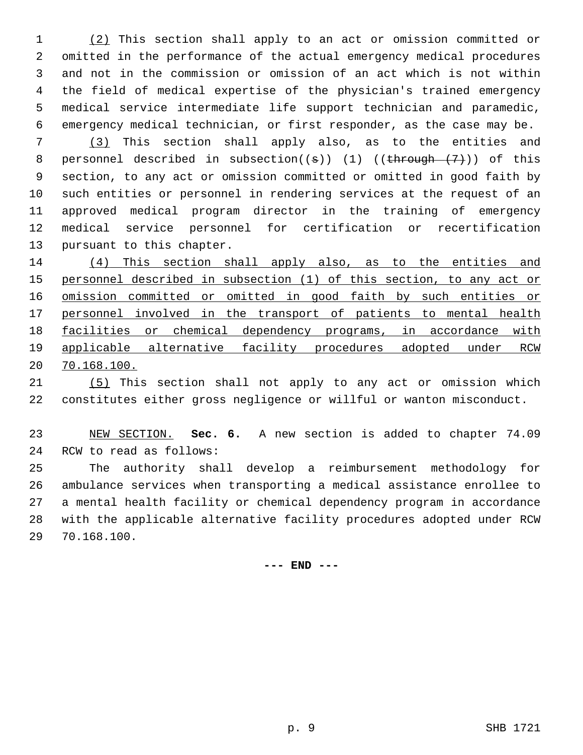(2) This section shall apply to an act or omission committed or omitted in the performance of the actual emergency medical procedures and not in the commission or omission of an act which is not within the field of medical expertise of the physician's trained emergency medical service intermediate life support technician and paramedic, emergency medical technician, or first responder, as the case may be.

(3) This section shall apply also, as to the entities and personnel described in subsection((s)) (1) ((~~through (7)~~)) of this section, to any act or omission committed or omitted in good faith by such entities or personnel in rendering services at the request of an approved medical program director in the training of emergency medical service personnel for certification or recertification pursuant to this chapter.

(4) This section shall apply also, as to the entities and personnel described in subsection (1) of this section, to any act or omission committed or omitted in good faith by such entities or personnel involved in the transport of patients to mental health facilities or chemical dependency programs, in accordance with applicable alternative facility procedures adopted under RCW 70.168.100.

(5) This section shall not apply to any act or omission which constitutes either gross negligence or willful or wanton misconduct.

NEW SECTION. **Sec. 6.** A new section is added to chapter 74.09 RCW to read as follows:

The authority shall develop a reimbursement methodology for ambulance services when transporting a medical assistance enrollee to a mental health facility or chemical dependency program in accordance with the applicable alternative facility procedures adopted under RCW 70.168.100.

**--- END ---**